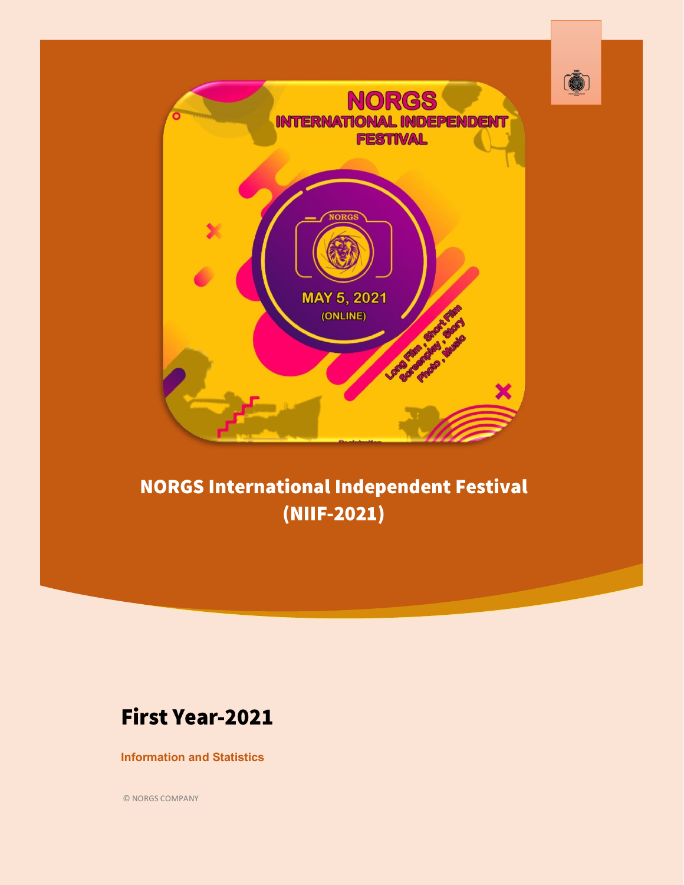# NORGS International Independent Festival (NIIF-2021)

## First Year-2021

**Information and Statistics**

© NORGS COMPANY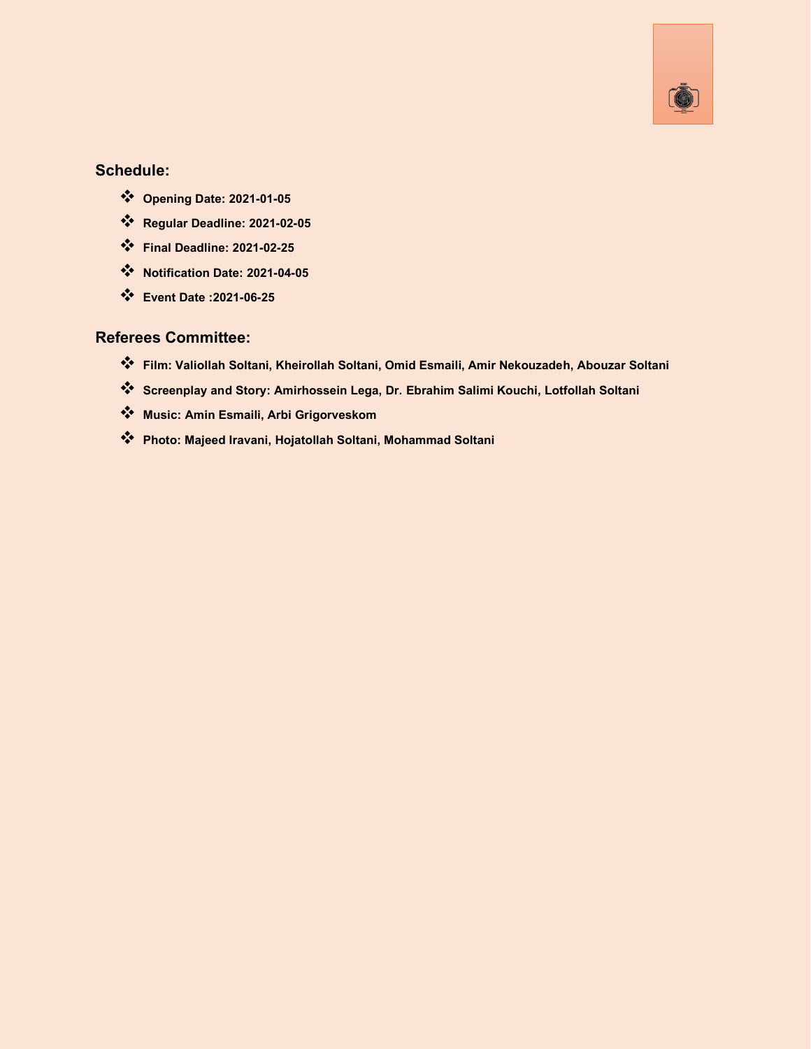## Schedule:

- **Opening Date: 2021-01-05**
- **Regular Deadline: 2021-02-05**
- **Final Deadline: 2021-02-25**
- **Notification Date: 2021-04-05**
- **Event Date :2021-06-25**

## Referees Committee:

- **Film: Valiollah Soltani, Kheirollah Soltani, Omid Esmaili, Amir Nekouzadeh, Abouzar Soltani**
- **Screenplay and Story: Amirhossein Lega, Dr. Ebrahim Salimi Kouchi, Lotfollah Soltani**
- **Music: Amin Esmaili, Arbi Grigorveskom**
- **Photo: Majeed Iravani, Hojatollah Soltani, Mohammad Soltani**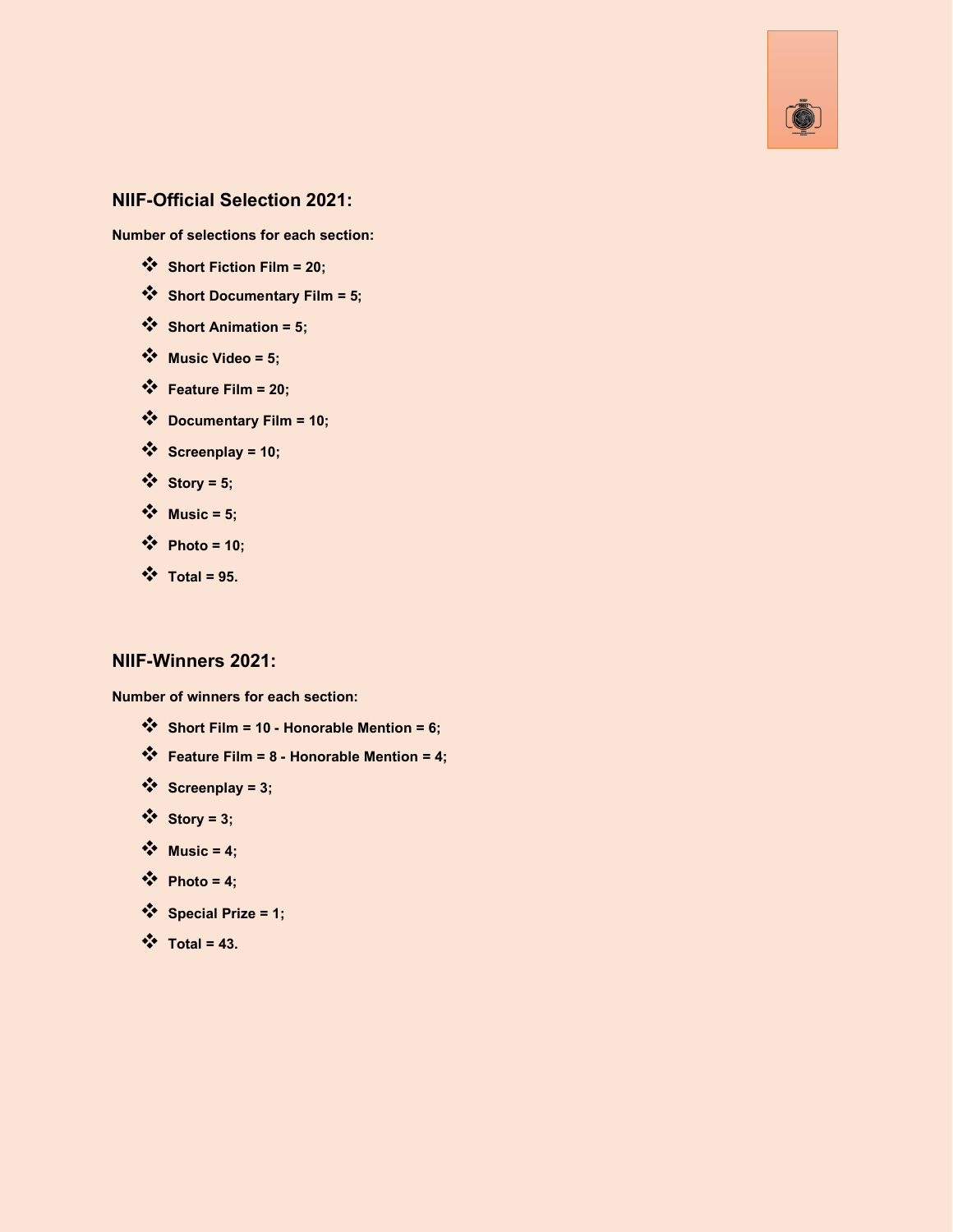## NIIF-Official Selection 2021:

**Number of selections for each section:**

- **Short Fiction Film = 20;**
- **Short Documentary Film = 5;**
- **Short Animation = 5;**
- **Music Video = 5;**
- **Feature Film = 20;**
- **Documentary Film = 10;**
- **Screenplay = 10;**
- **Story = 5;**
- **Music = 5;**
- **Photo = 10;**
- **Total = 95.**

## NIIF-Winners 2021:

**Number of winners for each section:**

- **Short Film = 10 - Honorable Mention = 6;**
- **Feature Film = 8 - Honorable Mention = 4;**
- **Screenplay = 3;**
- **Story = 3;**
- **Music = 4;**
- **Photo = 4;**
- **Special Prize = 1;**
- **Total = 43.**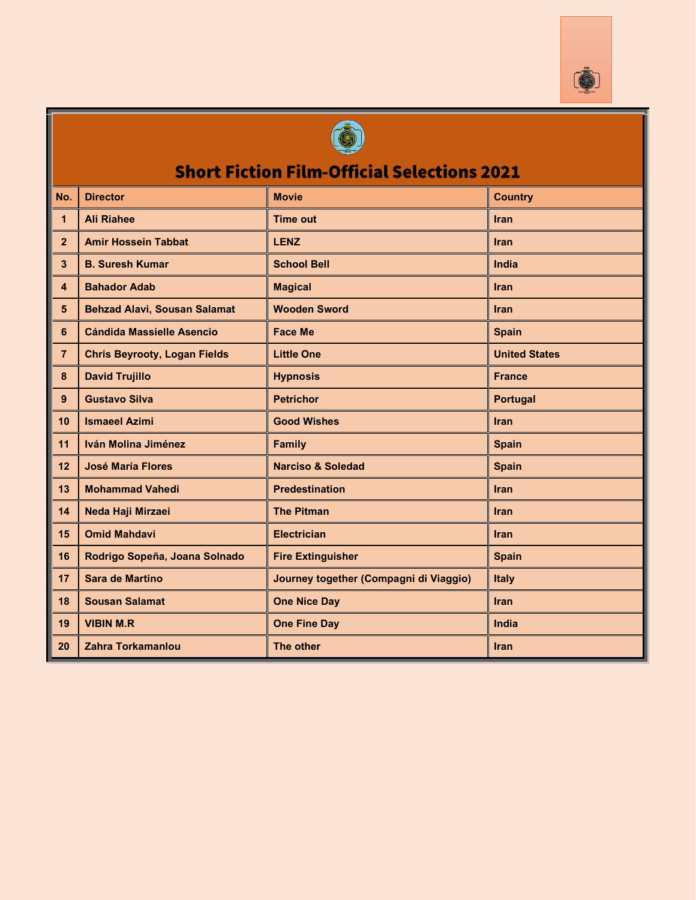## Short Fiction Film-Official Selections 2021

| No. | Director | Movie | Country |
|---|---|---|---|
| 1 | Ali Riahee | Time out | Iran |
| 2 | Amir Hossein Tabbat | LENZ | Iran |
| 3 | B. Suresh Kumar | School Bell | India |
| 4 | Bahador Adab | Magical | Iran |
| 5 | Behzad Alavi, Sousan Salamat | Wooden Sword | Iran |
| 6 | Cándida Massielle Asencio | Face Me | Spain |
| 7 | Chris Beyrooty, Logan Fields | Little One | United States |
| 8 | David Trujillo | Hypnosis | France |
| 9 | Gustavo Silva | Petrichor | Portugal |
| 10 | Ismaeel Azimi | Good Wishes | Iran |
| 11 | Iván Molina Jiménez | Family | Spain |
| 12 | José María Flores | Narciso & Soledad | Spain |
| 13 | Mohammad Vahedi | Predestination | Iran |
| 14 | Neda Haji Mirzaei | The Pitman | Iran |
| 15 | Omid Mahdavi | Electrician | Iran |
| 16 | Rodrigo Sopeña, Joana Solnado | Fire Extinguisher | Spain |
| 17 | Sara de Martino | Journey together (Compagni di Viaggio) | Italy |
| 18 | Sousan Salamat | One Nice Day | Iran |
| 19 | VIBIN M.R | One Fine Day | India |
| 20 | Zahra Torkamanlou | The other | Iran |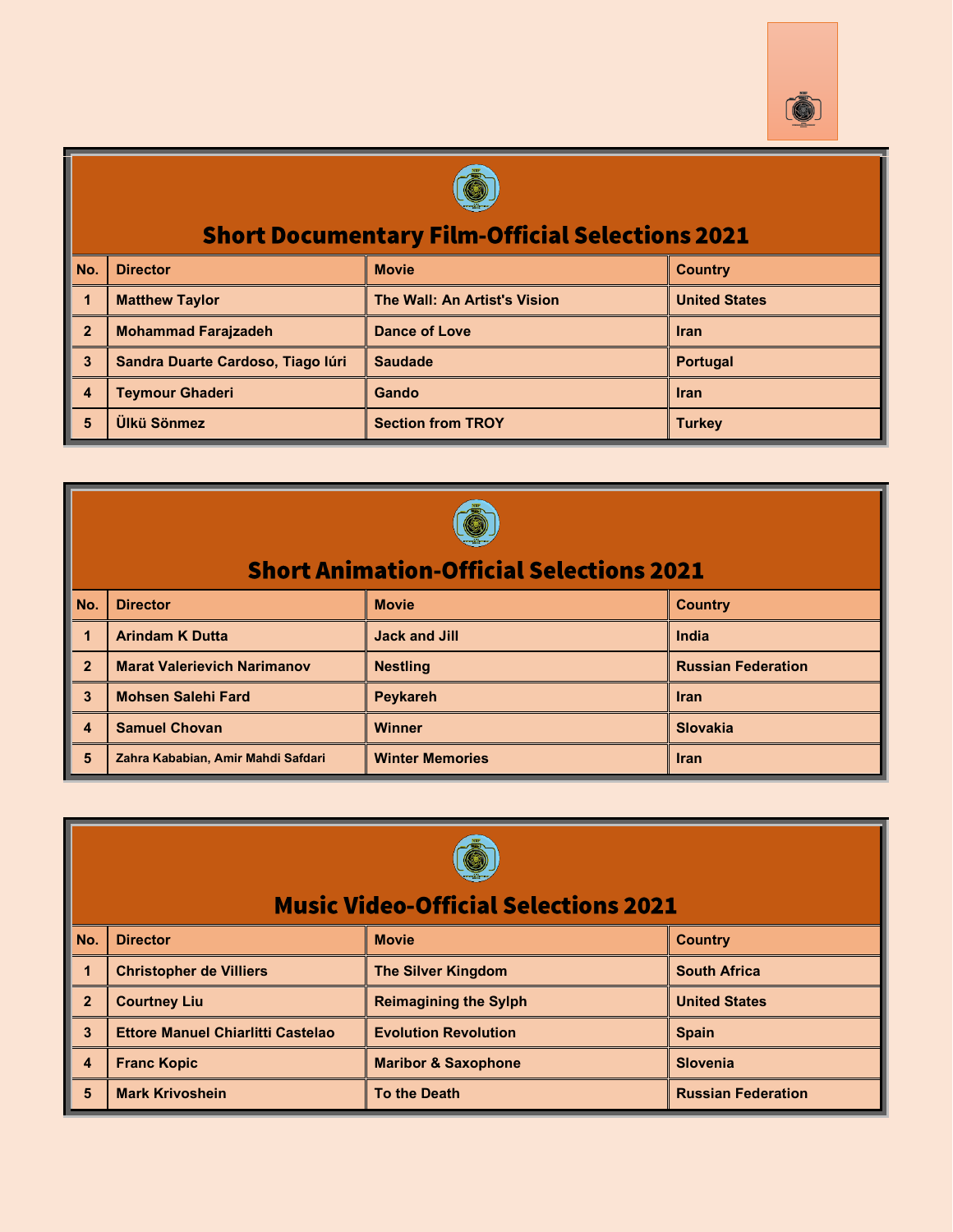## Short Documentary Film-Official Selections 2021

| No. | Director | Movie | Country |
|---|---|---|---|
| 1 | Matthew Taylor | The Wall: An Artist's Vision | United States |
| 2 | Mohammad Farajzadeh | Dance of Love | Iran |
| 3 | Sandra Duarte Cardoso, Tiago Iúri | Saudade | Portugal |
| 4 | Teymour Ghaderi | Gando | Iran |
| 5 | Ülkü Sönmez | Section from TROY | Turkey |

## Short Animation-Official Selections 2021

| No. | Director | Movie | Country |
|---|---|---|---|
| 1 | Arindam K Dutta | Jack and Jill | India |
| 2 | Marat Valerievich Narimanov | Nestling | Russian Federation |
| 3 | Mohsen Salehi Fard | Peykareh | Iran |
| 4 | Samuel Chovan | Winner | Slovakia |
| 5 | Zahra Kababian, Amir Mahdi Safdari | Winter Memories | Iran |

## Music Video-Official Selections 2021

| No. | Director | Movie | Country |
|---|---|---|---|
| 1 | Christopher de Villiers | The Silver Kingdom | South Africa |
| 2 | Courtney Liu | Reimagining the Sylph | United States |
| 3 | Ettore Manuel Chiarlitti Castelao | Evolution Revolution | Spain |
| 4 | Franc Kopic | Maribor & Saxophone | Slovenia |
| 5 | Mark Krivoshein | To the Death | Russian Federation |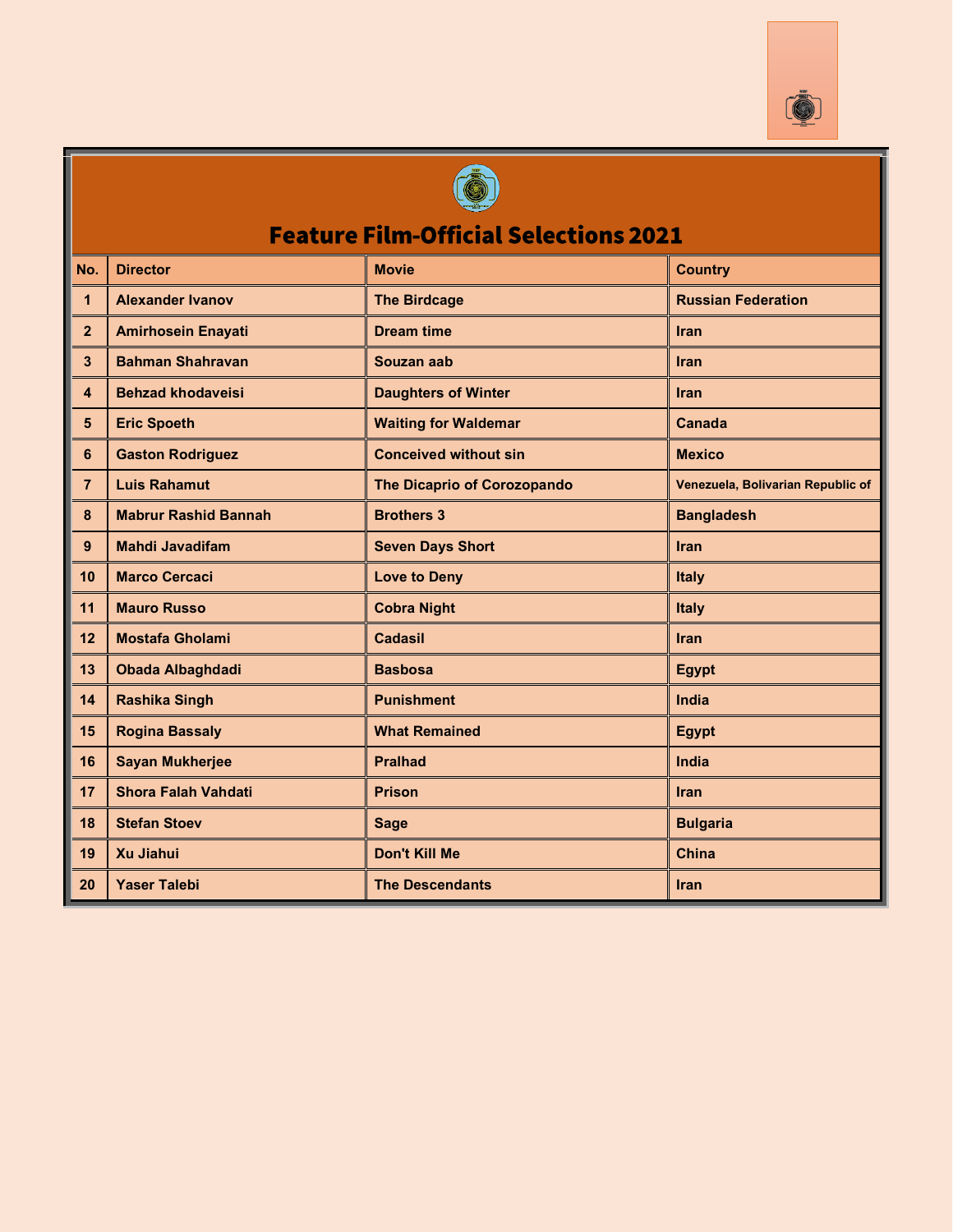# Feature Film-Official Selections 2021

| No. | Director | Movie | Country |
|---|---|---|---|
| 1 | Alexander Ivanov | The Birdcage | Russian Federation |
| 2 | Amirhosein Enayati | Dream time | Iran |
| 3 | Bahman Shahravan | Souzan aab | Iran |
| 4 | Behzad khodaveisi | Daughters of Winter | Iran |
| 5 | Eric Spoeth | Waiting for Waldemar | Canada |
| 6 | Gaston Rodriguez | Conceived without sin | Mexico |
| 7 | Luis Rahamut | The Dicaprio of Corozopando | Venezuela, Bolivarian Republic of |
| 8 | Mabrur Rashid Bannah | Brothers 3 | Bangladesh |
| 9 | Mahdi Javadifam | Seven Days Short | Iran |
| 10 | Marco Cercaci | Love to Deny | Italy |
| 11 | Mauro Russo | Cobra Night | Italy |
| 12 | Mostafa Gholami | Cadasil | Iran |
| 13 | Obada Albaghdadi | Basbosa | Egypt |
| 14 | Rashika Singh | Punishment | India |
| 15 | Rogina Bassaly | What Remained | Egypt |
| 16 | Sayan Mukherjee | Pralhad | India |
| 17 | Shora Falah Vahdati | Prison | Iran |
| 18 | Stefan Stoev | Sage | Bulgaria |
| 19 | Xu Jiahui | Don't Kill Me | China |
| 20 | Yaser Talebi | The Descendants | Iran |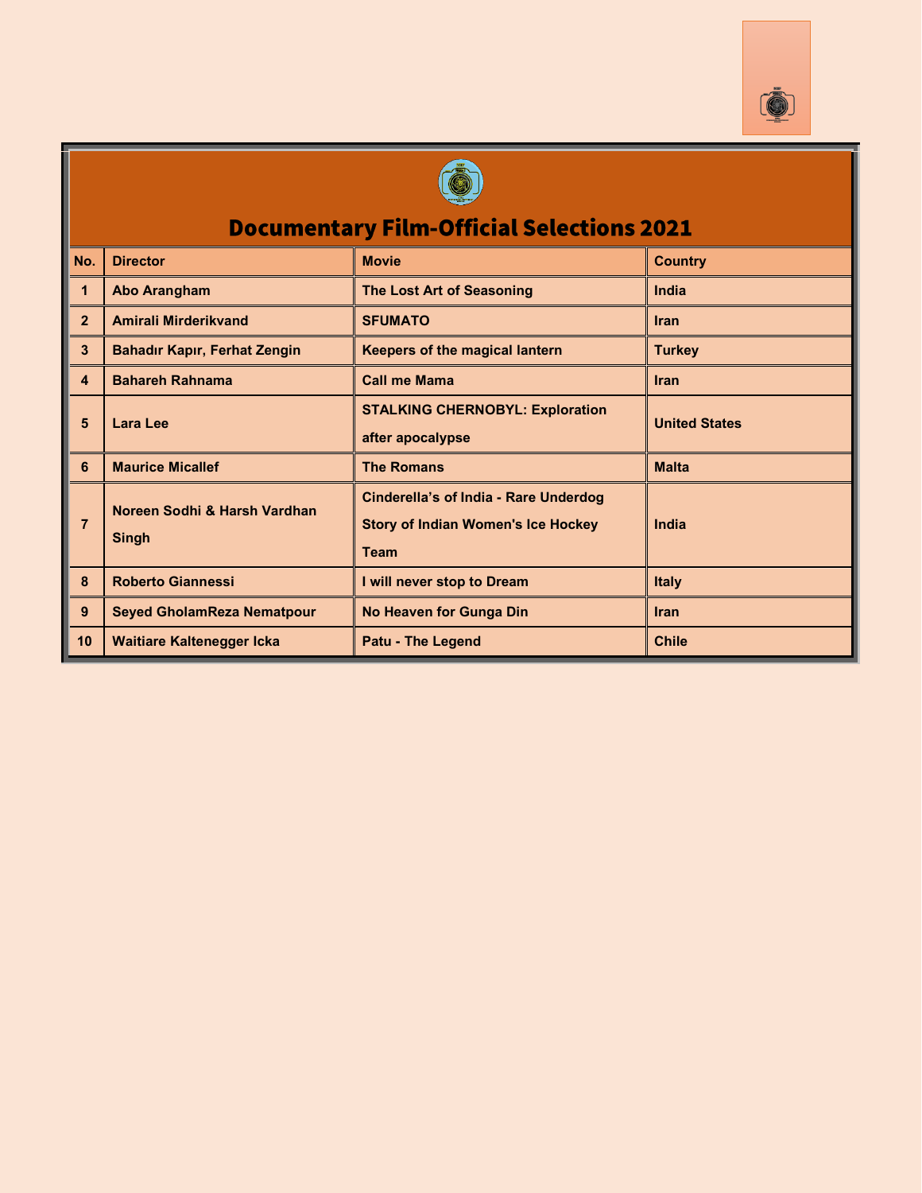# Documentary Film-Official Selections 2021

| No. | Director | Movie | Country |
|---|---|---|---|
| 1 | Abo Arangham | The Lost Art of Seasoning | India |
| 2 | Amirali Mirderikvand | SFUMATO | Iran |
| 3 | Bahadır Kapır, Ferhat Zengin | Keepers of the magical lantern | Turkey |
| 4 | Bahareh Rahnama | Call me Mama | Iran |
| 5 | Lara Lee | STALKING CHERNOBYL: Exploration after apocalypse | United States |
| 6 | Maurice Micallef | The Romans | Malta |
| 7 | Noreen Sodhi & Harsh Vardhan Singh | Cinderella's of India - Rare Underdog Story of Indian Women's Ice Hockey Team | India |
| 8 | Roberto Giannessi | I will never stop to Dream | Italy |
| 9 | Seyed GholamReza Nematpour | No Heaven for Gunga Din | Iran |
| 10 | Waitiare Kaltenegger Icka | Patu - The Legend | Chile |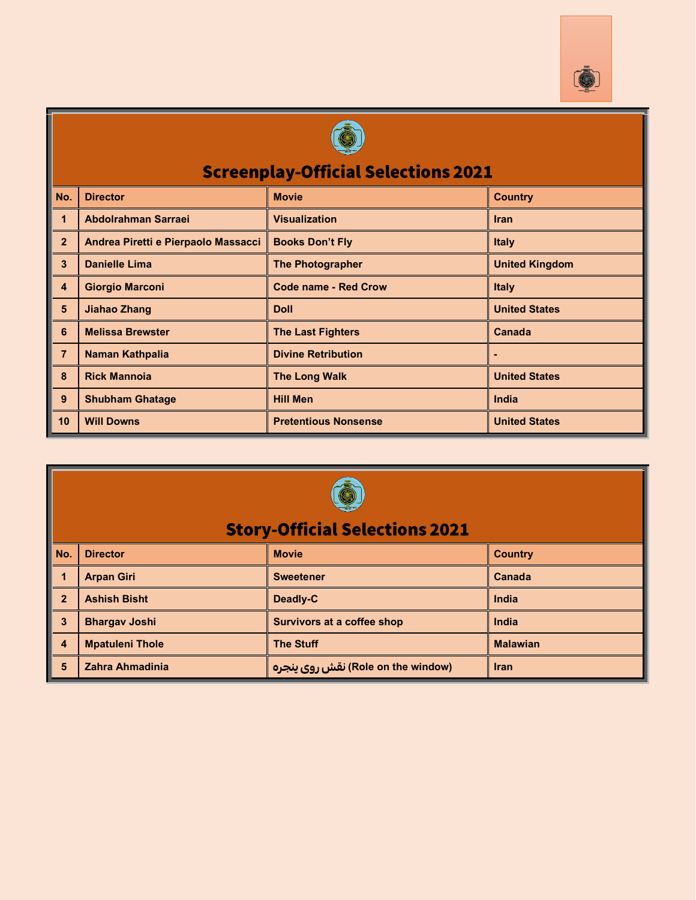## Screenplay-Official Selections 2021

| No. | Director | Movie | Country |
|---|---|---|---|
| 1 | Abdolrahman Sarraei | Visualization | Iran |
| 2 | Andrea Piretti e Pierpaolo Massacci | Books Don't Fly | Italy |
| 3 | Danielle Lima | The Photographer | United Kingdom |
| 4 | Giorgio Marconi | Code name - Red Crow | Italy |
| 5 | Jiahao Zhang | Doll | United States |
| 6 | Melissa Brewster | The Last Fighters | Canada |
| 7 | Naman Kathpalia | Divine Retribution | - |
| 8 | Rick Mannoia | The Long Walk | United States |
| 9 | Shubham Ghatage | Hill Men | India |
| 10 | Will Downs | Pretentious Nonsense | United States |

## Story-Official Selections 2021

| No. | Director | Movie | Country |
|---|---|---|---|
| 1 | Arpan Giri | Sweetener | Canada |
| 2 | Ashish Bisht | Deadly-C | India |
| 3 | Bhargav Joshi | Survivors at a coffee shop | India |
| 4 | Mpatuleni Thole | The Stuff | Malawian |
| 5 | Zahra Ahmadinia | نقش روی پنجره (Role on the window) | Iran |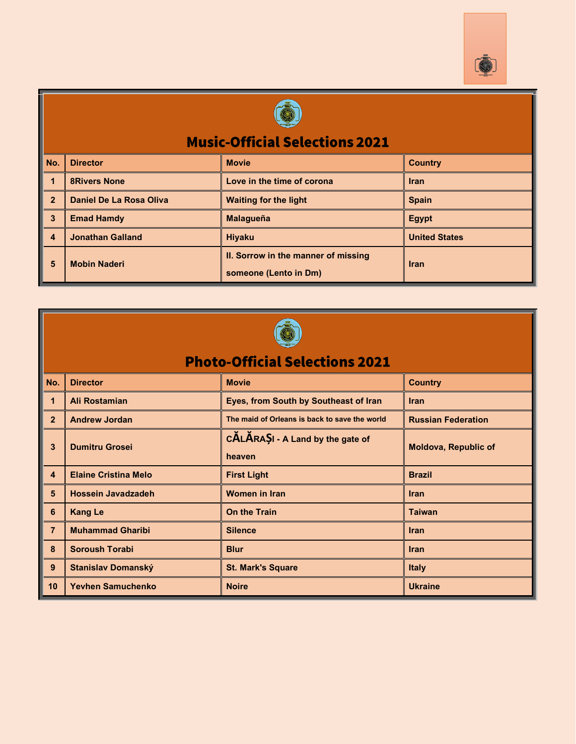## Music-Official Selections 2021

| No. | Director | Movie | Country |
|---|---|---|---|
| 1 | 8Rivers None | Love in the time of corona | Iran |
| 2 | Daniel De La Rosa Oliva | Waiting for the light | Spain |
| 3 | Emad Hamdy | Malagueña | Egypt |
| 4 | Jonathan Galland | Hiyaku | United States |
| 5 | Mobin Naderi | II. Sorrow in the manner of missing someone (Lento in Dm) | Iran |

## Photo-Official Selections 2021

| No. | Director | Movie | Country |
|---|---|---|---|
| 1 | Ali Rostamian | Eyes, from South by Southeast of Iran | Iran |
| 2 | Andrew Jordan | The maid of Orleans is back to save the world | Russian Federation |
| 3 | Dumitru Grosei | CĂLĂRAȘI - A Land by the gate of heaven | Moldova, Republic of |
| 4 | Elaine Cristina Melo | First Light | Brazil |
| 5 | Hossein Javadzadeh | Women in Iran | Iran |
| 6 | Kang Le | On the Train | Taiwan |
| 7 | Muhammad Gharibi | Silence | Iran |
| 8 | Soroush Torabi | Blur | Iran |
| 9 | Stanislav Domanský | St. Mark's Square | Italy |
| 10 | Yevhen Samuchenko | Noire | Ukraine |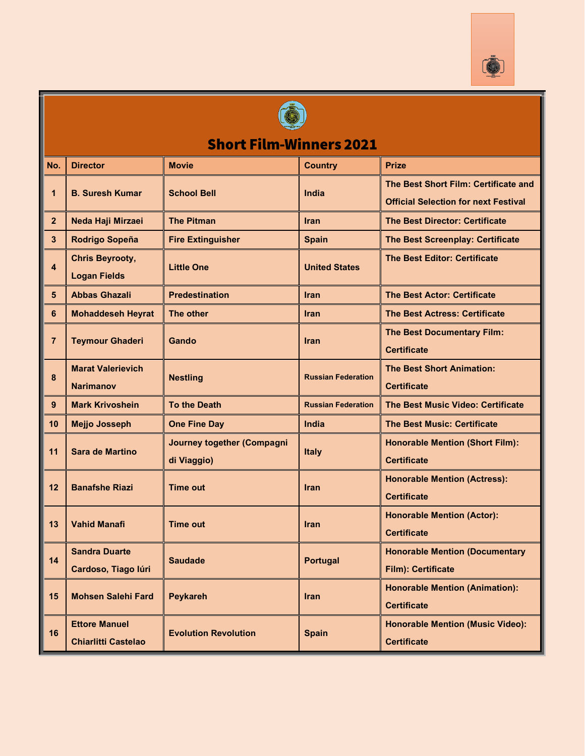# Short Film-Winners 2021

| No. | Director | Movie | Country | Prize |
|---|---|---|---|---|
| 1 | B. Suresh Kumar | School Bell | India | The Best Short Film: Certificate and Official Selection for next Festival |
| 2 | Neda Haji Mirzaei | The Pitman | Iran | The Best Director: Certificate |
| 3 | Rodrigo Sopeña | Fire Extinguisher | Spain | The Best Screenplay: Certificate |
| 4 | Chris Beyrooty, Logan Fields | Little One | United States | The Best Editor: Certificate |
| 5 | Abbas Ghazali | Predestination | Iran | The Best Actor: Certificate |
| 6 | Mohaddeseh Heyrat | The other | Iran | The Best Actress: Certificate |
| 7 | Teymour Ghaderi | Gando | Iran | The Best Documentary Film: Certificate |
| 8 | Marat Valerievich Narimanov | Nestling | Russian Federation | The Best Short Animation: Certificate |
| 9 | Mark Krivoshein | To the Death | Russian Federation | The Best Music Video: Certificate |
| 10 | Mejjo Josseph | One Fine Day | India | The Best Music: Certificate |
| 11 | Sara de Martino | Journey together (Compagni di Viaggio) | Italy | Honorable Mention (Short Film): Certificate |
| 12 | Banafshe Riazi | Time out | Iran | Honorable Mention (Actress): Certificate |
| 13 | Vahid Manafi | Time out | Iran | Honorable Mention (Actor): Certificate |
| 14 | Sandra Duarte Cardoso, Tiago Iúri | Saudade | Portugal | Honorable Mention (Documentary Film): Certificate |
| 15 | Mohsen Salehi Fard | Peykareh | Iran | Honorable Mention (Animation): Certificate |
| 16 | Ettore Manuel Chiarlitti Castelao | Evolution Revolution | Spain | Honorable Mention (Music Video): Certificate |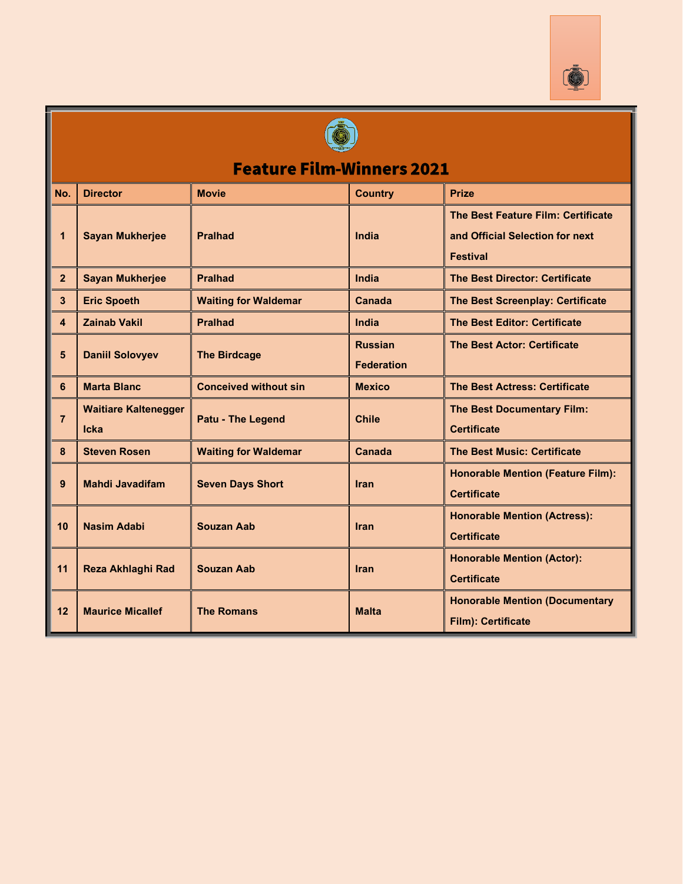# Feature Film-Winners 2021

| No. | Director | Movie | Country | Prize |
|---|---|---|---|---|
| 1 | Sayan Mukherjee | Pralhad | India | The Best Feature Film: Certificate and Official Selection for next Festival |
| 2 | Sayan Mukherjee | Pralhad | India | The Best Director: Certificate |
| 3 | Eric Spoeth | Waiting for Waldemar | Canada | The Best Screenplay: Certificate |
| 4 | Zainab Vakil | Pralhad | India | The Best Editor: Certificate |
| 5 | Daniil Solovyev | The Birdcage | Russian Federation | The Best Actor: Certificate |
| 6 | Marta Blanc | Conceived without sin | Mexico | The Best Actress: Certificate |
| 7 | Waitiare Kaltenegger Icka | Patu - The Legend | Chile | The Best Documentary Film: Certificate |
| 8 | Steven Rosen | Waiting for Waldemar | Canada | The Best Music: Certificate |
| 9 | Mahdi Javadifam | Seven Days Short | Iran | Honorable Mention (Feature Film): Certificate |
| 10 | Nasim Adabi | Souzan Aab | Iran | Honorable Mention (Actress): Certificate |
| 11 | Reza Akhlaghi Rad | Souzan Aab | Iran | Honorable Mention (Actor): Certificate |
| 12 | Maurice Micallef | The Romans | Malta | Honorable Mention (Documentary Film): Certificate |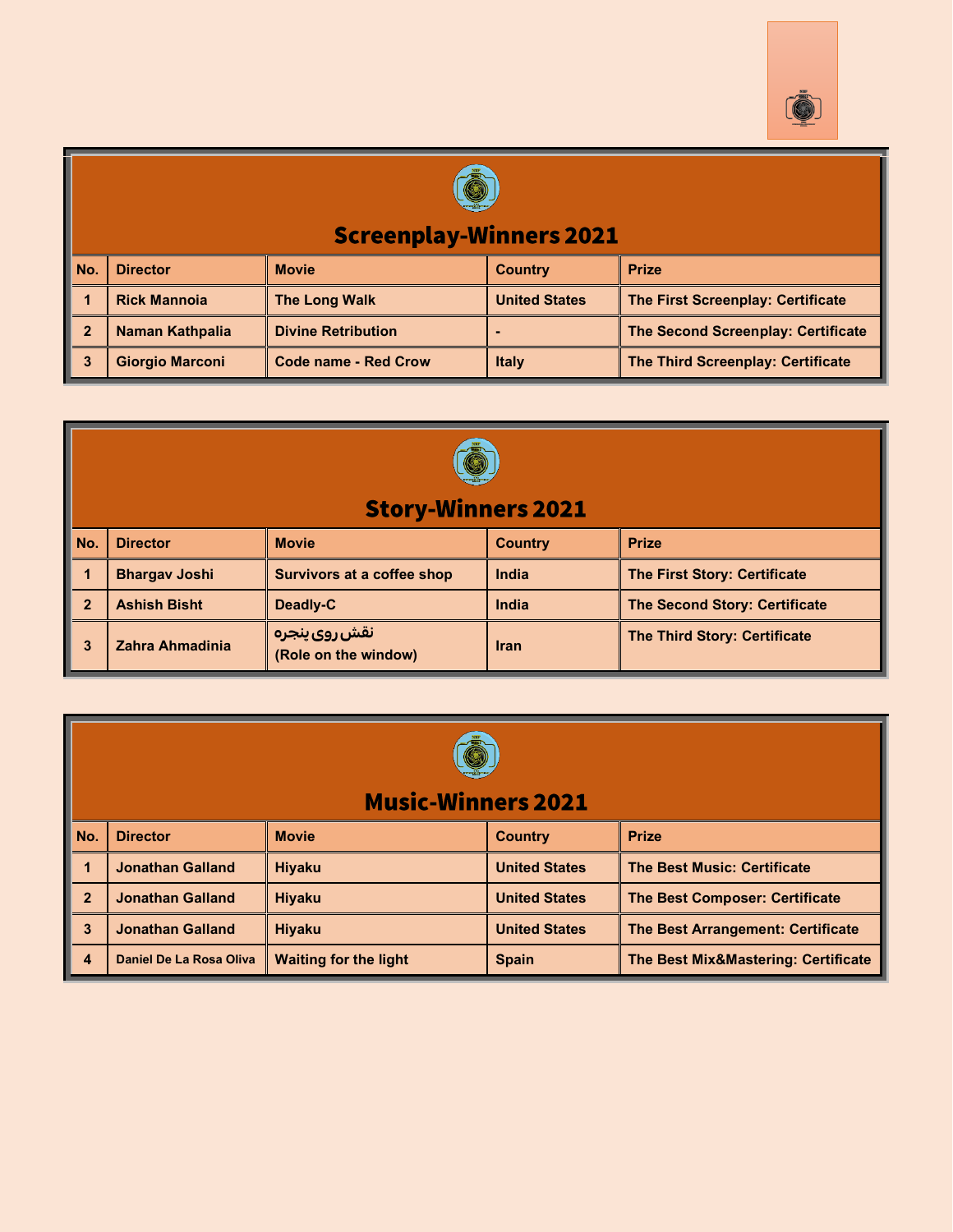## Screenplay-Winners 2021

| No. | Director | Movie | Country | Prize |
|---|---|---|---|---|
| 1 | Rick Mannoia | The Long Walk | United States | The First Screenplay: Certificate |
| 2 | Naman Kathpalia | Divine Retribution | - | The Second Screenplay: Certificate |
| 3 | Giorgio Marconi | Code name - Red Crow | Italy | The Third Screenplay: Certificate |

## Story-Winners 2021

| No. | Director | Movie | Country | Prize |
|---|---|---|---|---|
| 1 | Bhargav Joshi | Survivors at a coffee shop | India | The First Story: Certificate |
| 2 | Ashish Bisht | Deadly-C | India | The Second Story: Certificate |
| 3 | Zahra Ahmadinia | نقش روی پنجره (Role on the window) | Iran | The Third Story: Certificate |

## Music-Winners 2021

| No. | Director | Movie | Country | Prize |
|---|---|---|---|---|
| 1 | Jonathan Galland | Hiyaku | United States | The Best Music: Certificate |
| 2 | Jonathan Galland | Hiyaku | United States | The Best Composer: Certificate |
| 3 | Jonathan Galland | Hiyaku | United States | The Best Arrangement: Certificate |
| 4 | Daniel De La Rosa Oliva | Waiting for the light | Spain | The Best Mix&Mastering: Certificate |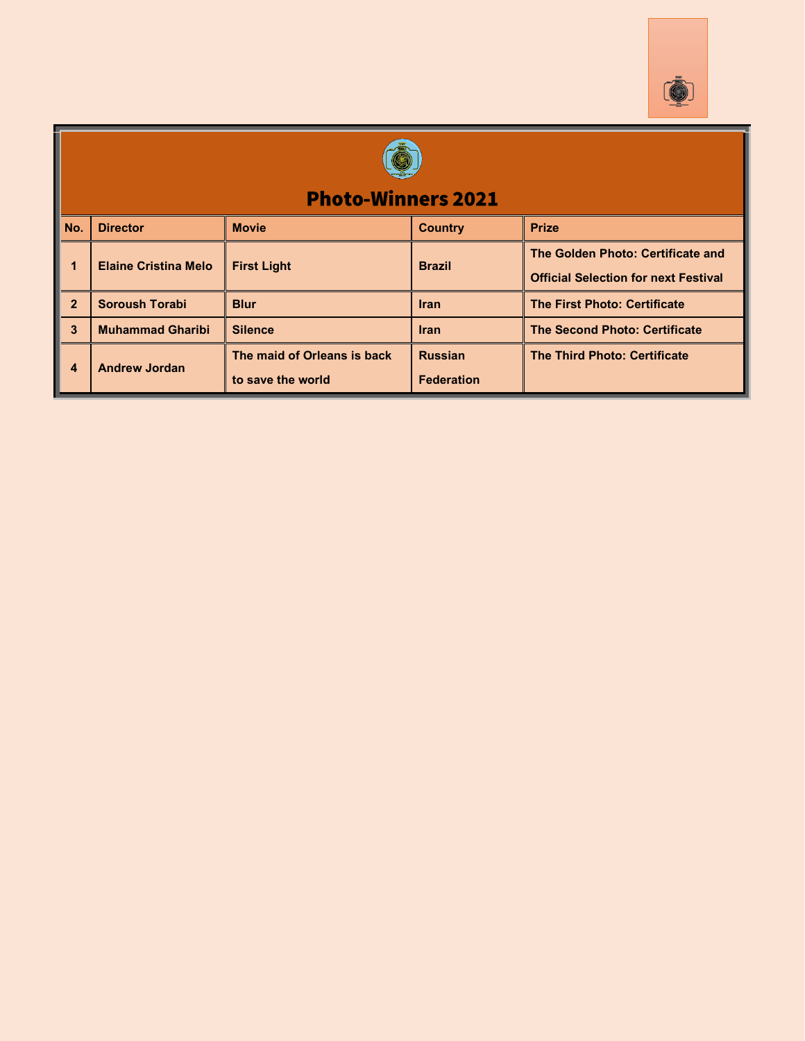# Photo-Winners 2021

| No. | Director | Movie | Country | Prize |
| --- | --- | --- | --- | --- |
| 1 | Elaine Cristina Melo | First Light | Brazil | The Golden Photo: Certificate and Official Selection for next Festival |
| 2 | Soroush Torabi | Blur | Iran | The First Photo: Certificate |
| 3 | Muhammad Gharibi | Silence | Iran | The Second Photo: Certificate |
| 4 | Andrew Jordan | The maid of Orleans is back to save the world | Russian Federation | The Third Photo: Certificate |